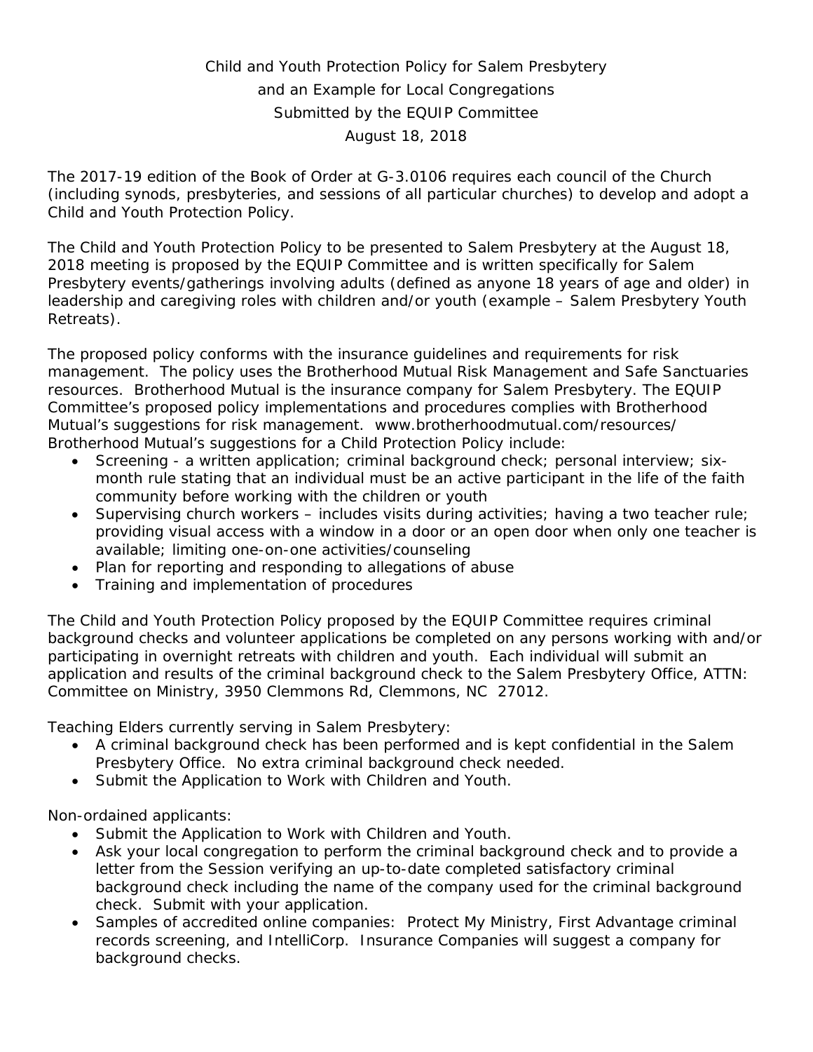# Child and Youth Protection Policy for Salem Presbytery
## and an Example for Local Congregations
### Submitted by the EQUIP Committee
### August 18, 2018

The 2017-19 edition of the Book of Order at G-3.0106 requires each council of the Church (including synods, presbyteries, and sessions of all particular churches) to develop and adopt a Child and Youth Protection Policy.

The Child and Youth Protection Policy to be presented to Salem Presbytery at the August 18, 2018 meeting is proposed by the EQUIP Committee and is written specifically for Salem Presbytery events/gatherings involving adults (defined as anyone 18 years of age and older) in leadership and caregiving roles with children and/or youth (example – Salem Presbytery Youth Retreats).

The proposed policy conforms with the insurance guidelines and requirements for risk management. The policy uses the Brotherhood Mutual Risk Management and Safe Sanctuaries resources. Brotherhood Mutual is the insurance company for Salem Presbytery. The EQUIP Committee's proposed policy implementations and procedures complies with Brotherhood Mutual's suggestions for risk management. www.brotherhoodmutual.com/resources/
Brotherhood Mutual's suggestions for a Child Protection Policy include:

- Screening - a written application; criminal background check; personal interview; six-month rule stating that an individual must be an active participant in the life of the faith community before working with the children or youth
- Supervising church workers – includes visits during activities; having a two teacher rule; providing visual access with a window in a door or an open door when only one teacher is available; limiting one-on-one activities/counseling
- Plan for reporting and responding to allegations of abuse
- Training and implementation of procedures

The Child and Youth Protection Policy proposed by the EQUIP Committee requires criminal background checks and volunteer applications be completed on any persons working with and/or participating in overnight retreats with children and youth. Each individual will submit an application and results of the criminal background check to the Salem Presbytery Office, ATTN: Committee on Ministry, 3950 Clemmons Rd, Clemmons, NC 27012.

Teaching Elders currently serving in Salem Presbytery:

- A criminal background check has been performed and is kept confidential in the Salem Presbytery Office. No extra criminal background check needed.
- Submit the Application to Work with Children and Youth.

Non-ordained applicants:

- Submit the Application to Work with Children and Youth.
- Ask your local congregation to perform the criminal background check and to provide a letter from the Session verifying an up-to-date completed satisfactory criminal background check including the name of the company used for the criminal background check. Submit with your application.
- Samples of accredited online companies: Protect My Ministry, First Advantage criminal records screening, and IntelliCorp. Insurance Companies will suggest a company for background checks.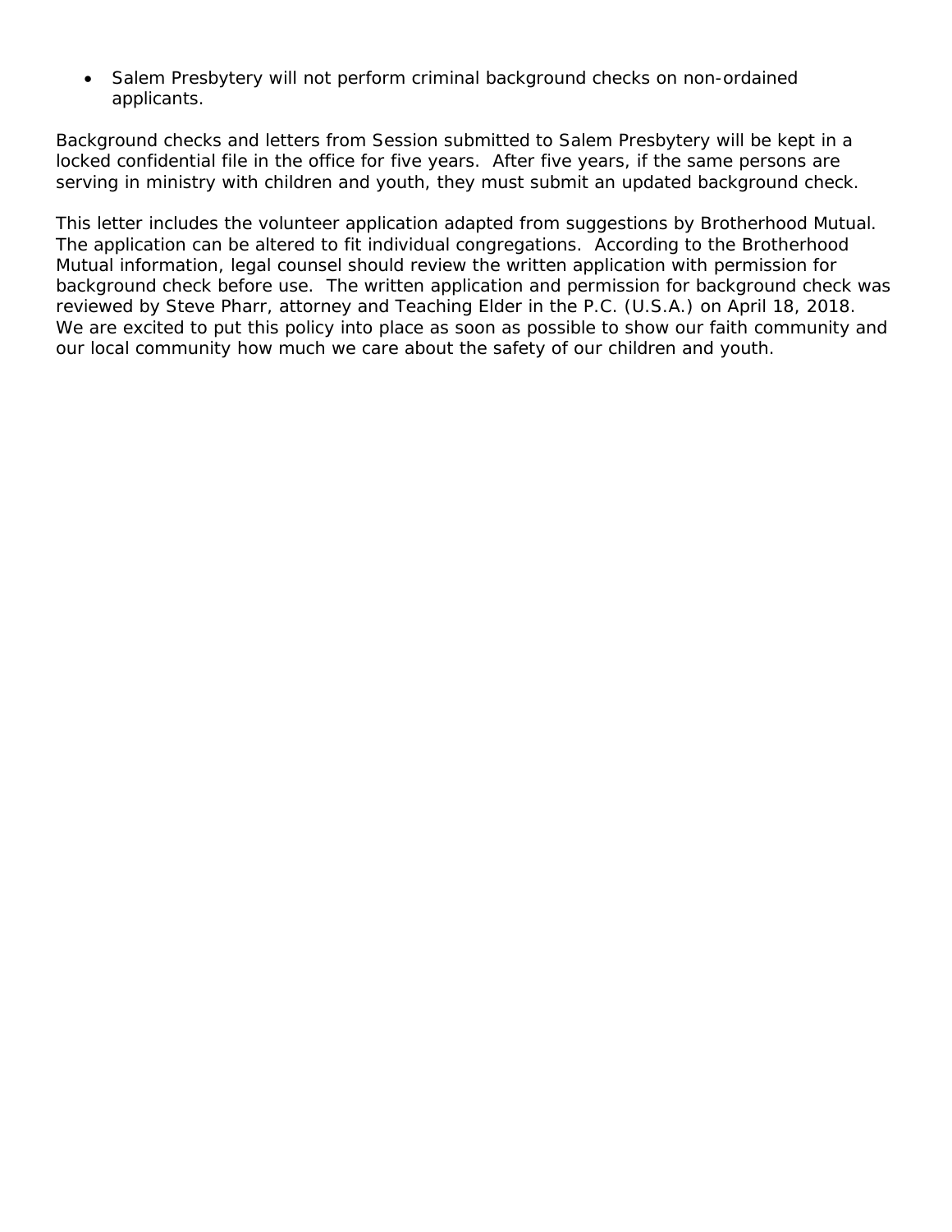- Salem Presbytery will not perform criminal background checks on non-ordained applicants.

Background checks and letters from Session submitted to Salem Presbytery will be kept in a locked confidential file in the office for five years. After five years, if the same persons are serving in ministry with children and youth, they must submit an updated background check.

This letter includes the volunteer application adapted from suggestions by Brotherhood Mutual. The application can be altered to fit individual congregations. According to the Brotherhood Mutual information, legal counsel should review the written application with permission for background check before use. The written application and permission for background check was reviewed by Steve Pharr, attorney and Teaching Elder in the P.C. (U.S.A.) on April 18, 2018. We are excited to put this policy into place as soon as possible to show our faith community and our local community how much we care about the safety of our children and youth.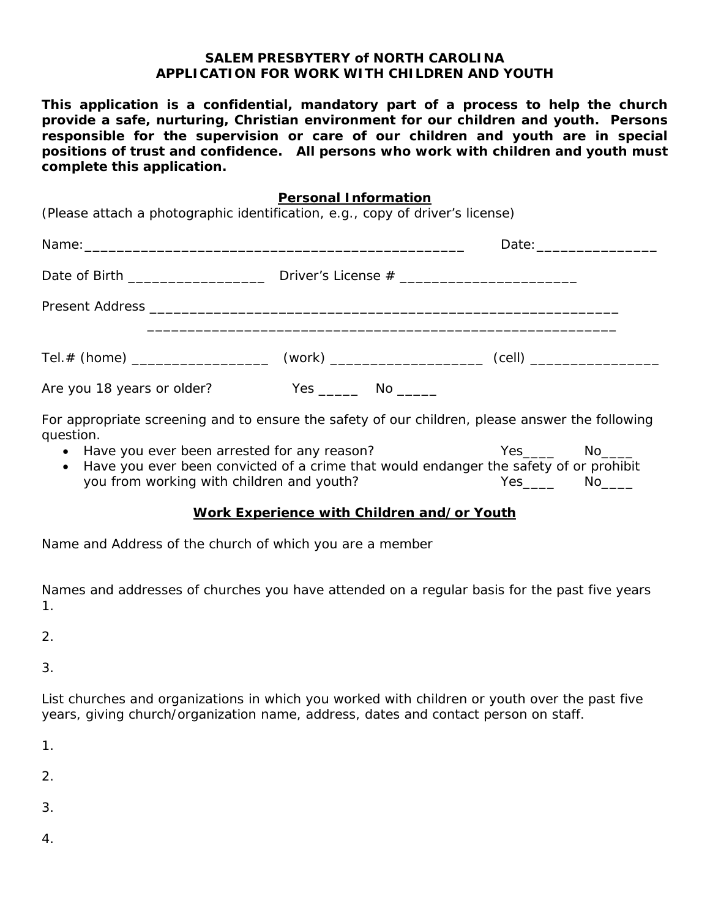**SALEM PRESBYTERY of NORTH CAROLINA**
**APPLICATION FOR WORK WITH CHILDREN AND YOUTH**

**This application is a confidential, mandatory part of a process to help the church provide a safe, nurturing, Christian environment for our children and youth. Persons responsible for the supervision or care of our children and youth are in special positions of trust and confidence. All persons who work with children and youth must complete this application.**

**Personal Information**

(Please attach a photographic identification, e.g., copy of driver's license)

Name:___________________________________________________ Date:________________

Date of Birth __________________ Driver's License # _______________________

Present Address ______________________________________________________________
______________________________________________________________

Tel.# (home) __________________ (work) ____________________ (cell) _________________

Are you 18 years or older? Yes _____ No _____

For appropriate screening and to ensure the safety of our children, please answer the following question.

- Have you ever been arrested for any reason? Yes____ No____
- Have you ever been convicted of a crime that would endanger the safety of or prohibit you from working with children and youth? Yes____ No____

**Work Experience with Children and/or Youth**

Name and Address of the church of which you are a member

Names and addresses of churches you have attended on a regular basis for the past five years

1.

2.

3.

List churches and organizations in which you worked with children or youth over the past five years, giving church/organization name, address, dates and contact person on staff.

1.

2.

3.

4.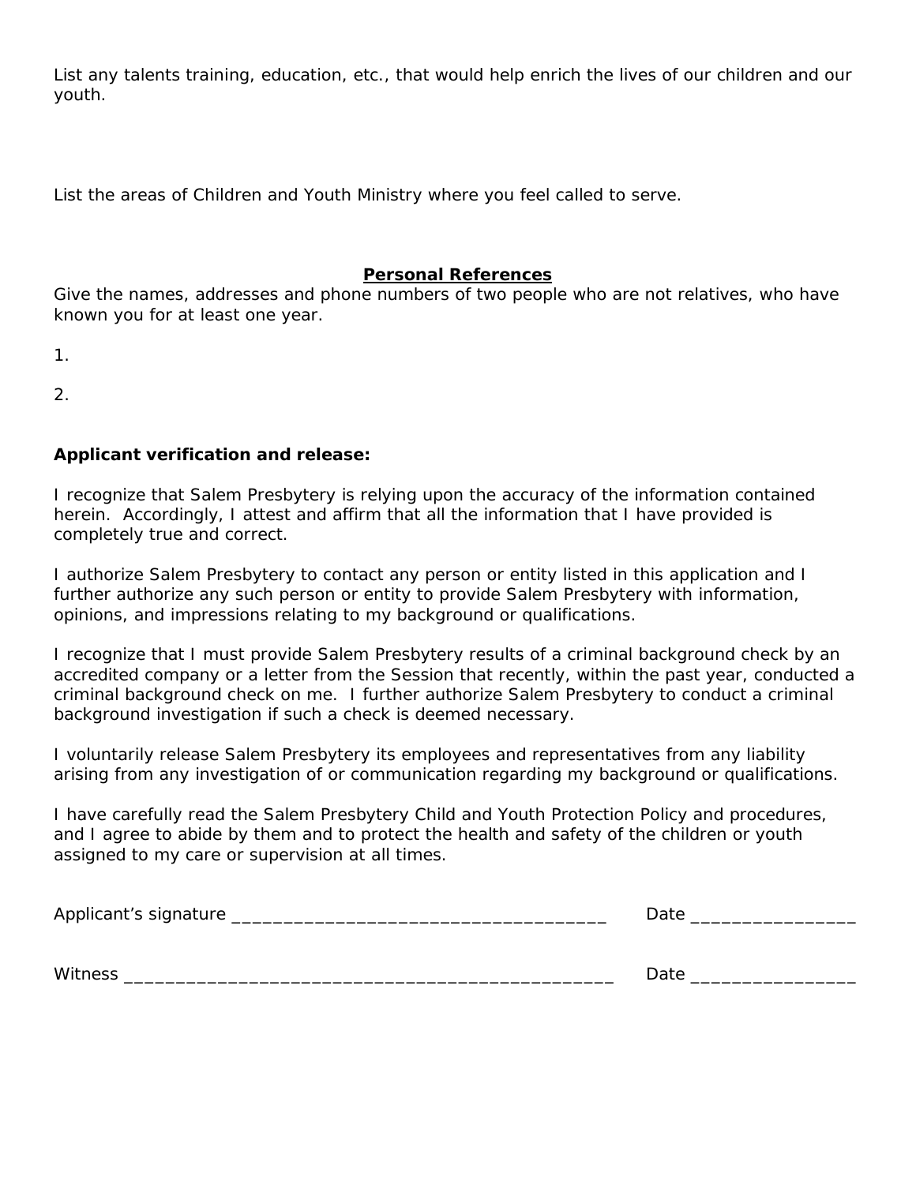List any talents training, education, etc., that would help enrich the lives of our children and our youth.

List the areas of Children and Youth Ministry where you feel called to serve.

## Personal References

Give the names, addresses and phone numbers of two people who are not relatives, who have known you for at least one year.

1.

2.

**Applicant verification and release:**

I recognize that Salem Presbytery is relying upon the accuracy of the information contained herein. Accordingly, I attest and affirm that all the information that I have provided is completely true and correct.

I authorize Salem Presbytery to contact any person or entity listed in this application and I further authorize any such person or entity to provide Salem Presbytery with information, opinions, and impressions relating to my background or qualifications.

I recognize that I must provide Salem Presbytery results of a criminal background check by an accredited company or a letter from the Session that recently, within the past year, conducted a criminal background check on me. I further authorize Salem Presbytery to conduct a criminal background investigation if such a check is deemed necessary.

I voluntarily release Salem Presbytery its employees and representatives from any liability arising from any investigation of or communication regarding my background or qualifications.

I have carefully read the Salem Presbytery Child and Youth Protection Policy and procedures, and I agree to abide by them and to protect the health and safety of the children or youth assigned to my care or supervision at all times.

Applicant's signature ____________________________________ Date ________________

Witness _________________________________________________ Date ________________